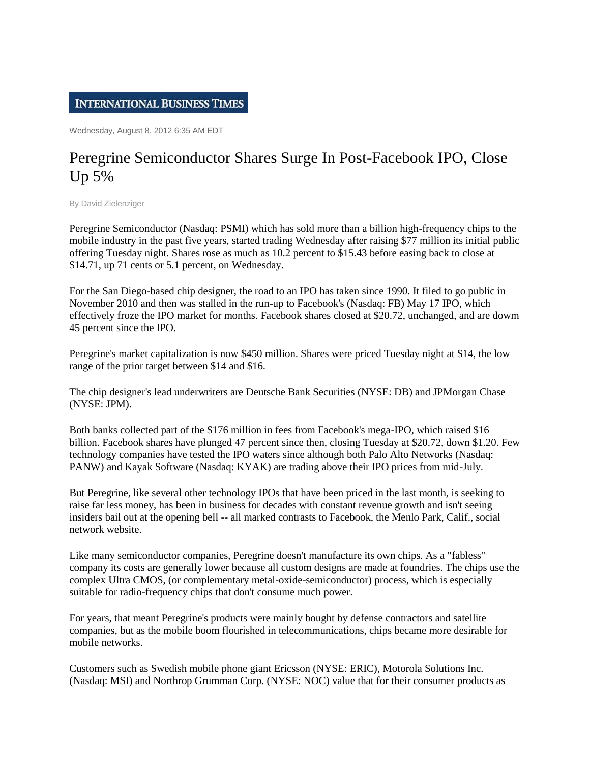INTERNATIONAL BUSINESS TIMES

Wednesday, August 8, 2012 6:35 AM EDT

# Peregrine Semiconductor Shares Surge In Post-Facebook IPO, Close Up 5%

By David Zielenziger

Peregrine Semiconductor (Nasdaq: PSMI) which has sold more than a billion high-frequency chips to the mobile industry in the past five years, started trading Wednesday after raising $77 million its initial public offering Tuesday night. Shares rose as much as 10.2 percent to $15.43 before easing back to close at $14.71, up 71 cents or 5.1 percent, on Wednesday.

For the San Diego-based chip designer, the road to an IPO has taken since 1990. It filed to go public in November 2010 and then was stalled in the run-up to Facebook's (Nasdaq: FB) May 17 IPO, which effectively froze the IPO market for months. Facebook shares closed at $20.72, unchanged, and are dowm 45 percent since the IPO.

Peregrine's market capitalization is now $450 million. Shares were priced Tuesday night at $14, the low range of the prior target between $14 and $16.

The chip designer's lead underwriters are Deutsche Bank Securities (NYSE: DB) and JPMorgan Chase (NYSE: JPM).

Both banks collected part of the $176 million in fees from Facebook's mega-IPO, which raised $16 billion. Facebook shares have plunged 47 percent since then, closing Tuesday at $20.72, down $1.20. Few technology companies have tested the IPO waters since although both Palo Alto Networks (Nasdaq: PANW) and Kayak Software (Nasdaq: KYAK) are trading above their IPO prices from mid-July.

But Peregrine, like several other technology IPOs that have been priced in the last month, is seeking to raise far less money, has been in business for decades with constant revenue growth and isn't seeing insiders bail out at the opening bell -- all marked contrasts to Facebook, the Menlo Park, Calif., social network website.

Like many semiconductor companies, Peregrine doesn't manufacture its own chips. As a "fabless" company its costs are generally lower because all custom designs are made at foundries. The chips use the complex Ultra CMOS, (or complementary metal-oxide-semiconductor) process, which is especially suitable for radio-frequency chips that don't consume much power.

For years, that meant Peregrine's products were mainly bought by defense contractors and satellite companies, but as the mobile boom flourished in telecommunications, chips became more desirable for mobile networks.

Customers such as Swedish mobile phone giant Ericsson (NYSE: ERIC), Motorola Solutions Inc. (Nasdaq: MSI) and Northrop Grumman Corp. (NYSE: NOC) value that for their consumer products as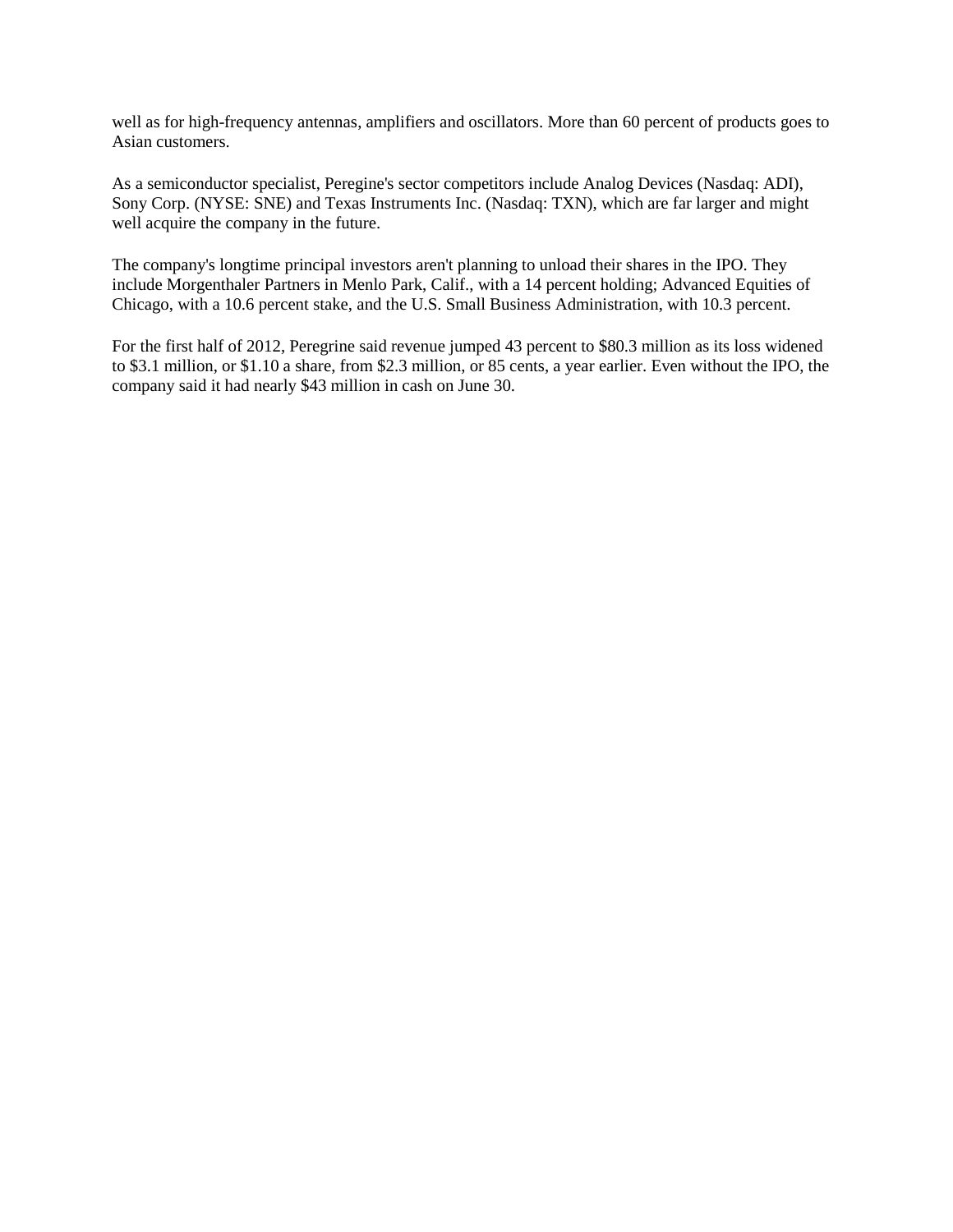well as for high-frequency antennas, amplifiers and oscillators. More than 60 percent of products goes to Asian customers.

As a semiconductor specialist, Peregine's sector competitors include Analog Devices (Nasdaq: ADI), Sony Corp. (NYSE: SNE) and Texas Instruments Inc. (Nasdaq: TXN), which are far larger and might well acquire the company in the future.

The company's longtime principal investors aren't planning to unload their shares in the IPO. They include Morgenthaler Partners in Menlo Park, Calif., with a 14 percent holding; Advanced Equities of Chicago, with a 10.6 percent stake, and the U.S. Small Business Administration, with 10.3 percent.

For the first half of 2012, Peregrine said revenue jumped 43 percent to $80.3 million as its loss widened to $3.1 million, or $1.10 a share, from $2.3 million, or 85 cents, a year earlier. Even without the IPO, the company said it had nearly $43 million in cash on June 30.